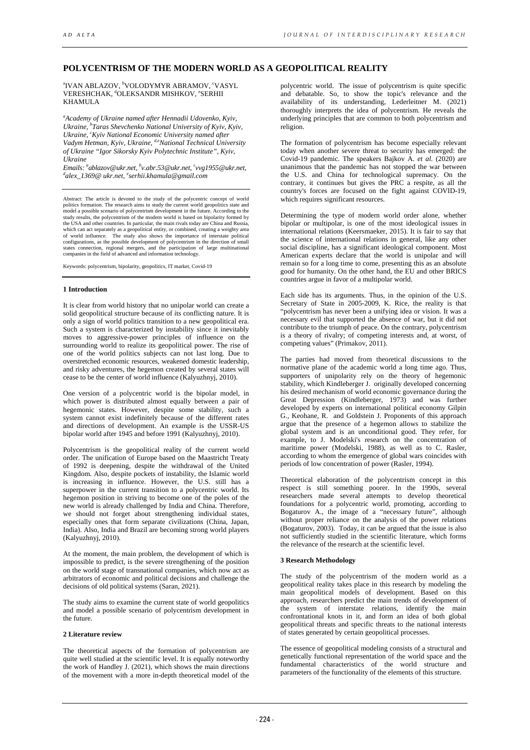# POLYCENTRISM OF THE MODERN WORLD AS A GEOPOLITICAL REALITY

[a]IVAN ABLAZOV, [b]VOLODYMYR ABRAMOV, [c]VASYL VERESHCHAK, [d]OLEKSANDR MISHKOV, [e]SERHII KHAMULA

*[a]Academy of Ukraine named after Hennadii Udovenko, Kyiv, Ukraine, [b]Taras Shevchenko National University of Kyiv, Kyiv, Ukraine, [c]Kyiv National Economic University named after Vadym Hetman, Kyiv, Ukraine, [d,e]National Technical University of Ukraine "Igor Sikorsky Kyiv Polytechnic Institute", Kyiv, Ukraine*

*Emails: [a]ablazov@ukr.net, [b]v.abr.53@ukr.net, [c]vvg1955@ukr.net, [d]alex_1369@ ukr.net, [e]serhii.khamula@gmail.com*

Abstract: The article is devoted to the study of the polycentric concept of world politics formation. The research aims to study the current world geopolitics state and model a possible scenario of polycentrism development in the future. According to the study results, the polycentrism of the modern world is based on bipolarity formed by the USA and other countries. In particular, the main rivals today are China and Russia, which can act separately as a geopolitical entity, or combined, creating a weighty area of world influence. The study also shows the importance of interstate political configurations, as the possible development of polycentrism in the direction of small states connection, regional mergers, and the participation of large multinational companies in the field of advanced and information technology.

Keywords: polycentrism, bipolarity, geopolitics, IT market, Covid-19

## 1 Introduction

It is clear from world history that no unipolar world can create a solid geopolitical structure because of its conflicting nature. It is only a sign of world politics transition to a new geopolitical era. Such a system is characterized by instability since it inevitably moves to aggressive-power principles of influence on the surrounding world to realize its geopolitical power. The rise of one of the world politics subjects can not last long. Due to overstretched economic resources, weakened domestic leadership, and risky adventures, the hegemon created by several states will cease to be the center of world influence (Kalyuzhnyj, 2010).

One version of a polycentric world is the bipolar model, in which power is distributed almost equally between a pair of hegemonic states. However, despite some stability, such a system cannot exist indefinitely because of the different rates and directions of development. An example is the USSR-US bipolar world after 1945 and before 1991 (Kalyuzhnyj, 2010).

Polycentrism is the geopolitical reality of the current world order. The unification of Europe based on the Maastricht Treaty of 1992 is deepening, despite the withdrawal of the United Kingdom. Also, despite pockets of instability, the Islamic world is increasing in influence. However, the U.S. still has a superpower in the current transition to a polycentric world. Its hegemon position in striving to become one of the poles of the new world is already challenged by India and China. Therefore, we should not forget about strengthening individual states, especially ones that form separate civilizations (China, Japan, India). Also, India and Brazil are becoming strong world players (Kalyuzhnyj, 2010).

At the moment, the main problem, the development of which is impossible to predict, is the severe strengthening of the position on the world stage of transnational companies, which now act as arbitrators of economic and political decisions and challenge the decisions of old political systems (Saran, 2021).

The study aims to examine the current state of world geopolitics and model a possible scenario of polycentrism development in the future.

## 2 Literature review

The theoretical aspects of the formation of polycentrism are quite well studied at the scientific level. It is equally noteworthy the work of Handley J. (2021), which shows the main directions of the movement with a more in-depth theoretical model of the polycentric world. The issue of polycentrism is quite specific and debatable. So, to show the topic's relevance and the availability of its understanding, Lederleitner M. (2021) thoroughly interprets the idea of polycentrism. He reveals the underlying principles that are common to both polycentrism and religion.

The formation of polycentrism has become especially relevant today when another severe threat to security has emerged: the Covid-19 pandemic. The speakers Bajkov A. *et al.* (2020) are unanimous that the pandemic has not stopped the war between the U.S. and China for technological supremacy. On the contrary, it continues but gives the PRC a respite, as all the country's forces are focused on the fight against COVID-19, which requires significant resources.

Determining the type of modern world order alone, whether bipolar or multipolar, is one of the most ideological issues in international relations (Keersmaeker, 2015). It is fair to say that the science of international relations in general, like any other social discipline, has a significant ideological component. Most American experts declare that the world is unipolar and will remain so for a long time to come, presenting this as an absolute good for humanity. On the other hand, the EU and other BRICS countries argue in favor of a multipolar world.

Each side has its arguments. Thus, in the opinion of the U.S. Secretary of State in 2005-2009, K. Rice, the reality is that "polycentrism has never been a unifying idea or vision. It was a necessary evil that supported the absence of war, but it did not contribute to the triumph of peace. On the contrary, polycentrism is a theory of rivalry; of competing interests and, at worst, of competing values" (Primakov, 2011).

The parties had moved from theoretical discussions to the normative plane of the academic world a long time ago. Thus, supporters of unipolarity rely on the theory of hegemonic stability, which Kindleberger J. originally developed concerning his desired mechanism of world economic governance during the Great Depression (Kindleberger, 1973) and was further developed by experts on international political economy Gilpin G., Keohane, R. and Goldstein J. Proponents of this approach argue that the presence of a hegemon allows to stabilize the global system and is an unconditional good. They refer, for example, to J. Modelski's research on the concentration of maritime power (Modelski, 1988), as well as to C. Rasler, according to whom the emergence of global wars coincides with periods of low concentration of power (Rasler, 1994).

Theoretical elaboration of the polycentrism concept in this respect is still something poorer. In the 1990s, several researchers made several attempts to develop theoretical foundations for a polycentric world, promoting, according to Bogaturov A., the image of a "necessary future", although without proper reliance on the analysis of the power relations (Bogaturov, 2003). Today, it can be argued that the issue is also not sufficiently studied in the scientific literature, which forms the relevance of the research at the scientific level.

## 3 Research Methodology

The study of the polycentrism of the modern world as a geopolitical reality takes place in this research by modeling the main geopolitical models of development. Based on this approach, researchers predict the main trends of development of the system of interstate relations, identify the main confrontational knots in it, and form an idea of both global geopolitical threats and specific threats to the national interests of states generated by certain geopolitical processes.

The essence of geopolitical modeling consists of a structural and genetically functional representation of the world space and the fundamental characteristics of the world structure and parameters of the functionality of the elements of this structure.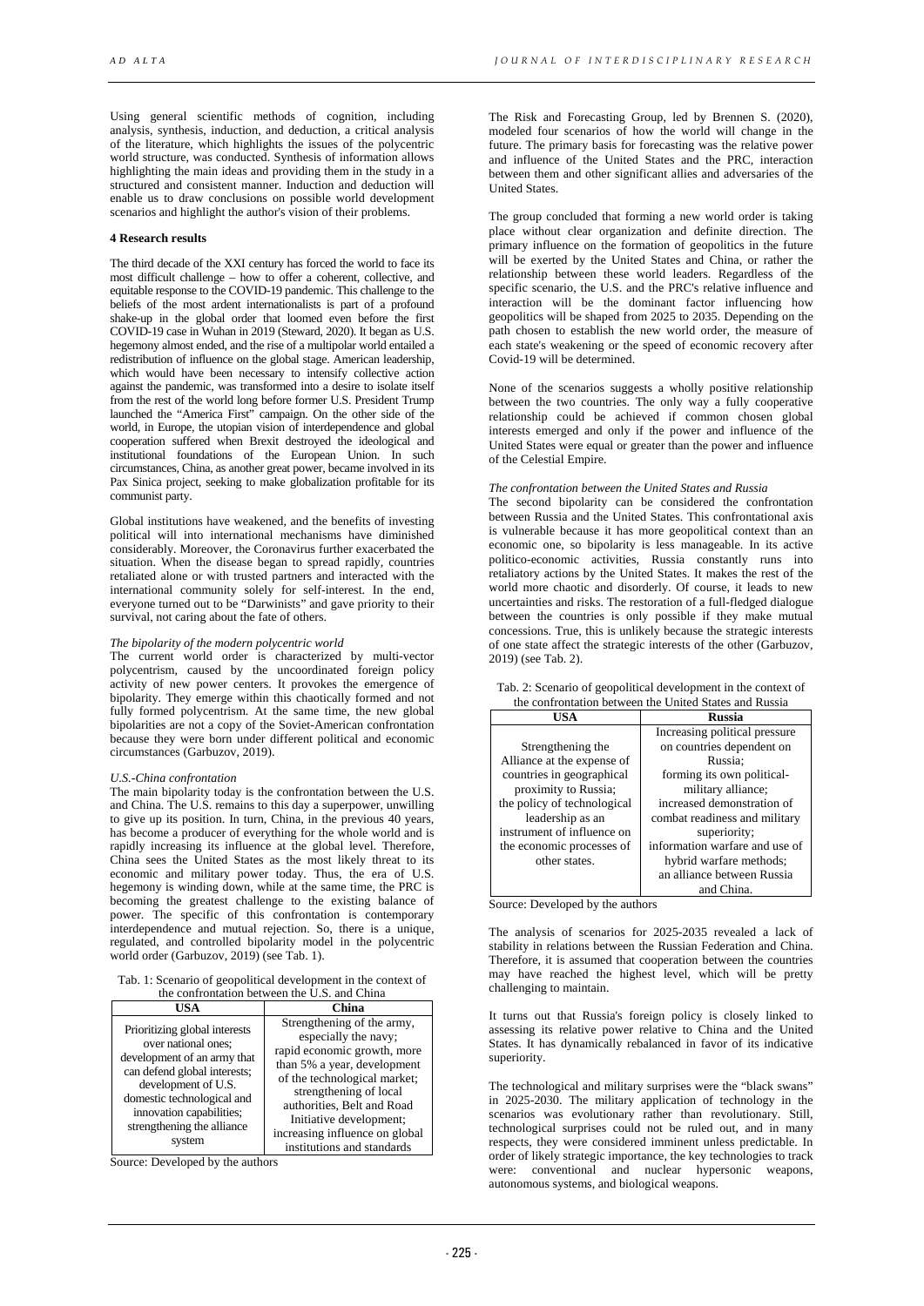Using general scientific methods of cognition, including analysis, synthesis, induction, and deduction, a critical analysis of the literature, which highlights the issues of the polycentric world structure, was conducted. Synthesis of information allows highlighting the main ideas and providing them in the study in a structured and consistent manner. Induction and deduction will enable us to draw conclusions on possible world development scenarios and highlight the author's vision of their problems.

#### 4 Research results

The third decade of the XXI century has forced the world to face its most difficult challenge – how to offer a coherent, collective, and equitable response to the COVID-19 pandemic. This challenge to the beliefs of the most ardent internationalists is part of a profound shake-up in the global order that loomed even before the first COVID-19 case in Wuhan in 2019 (Steward, 2020). It began as U.S. hegemony almost ended, and the rise of a multipolar world entailed a redistribution of influence on the global stage. American leadership, which would have been necessary to intensify collective action against the pandemic, was transformed into a desire to isolate itself from the rest of the world long before former U.S. President Trump launched the "America First" campaign. On the other side of the world, in Europe, the utopian vision of interdependence and global cooperation suffered when Brexit destroyed the ideological and institutional foundations of the European Union. In such circumstances, China, as another great power, became involved in its Pax Sinica project, seeking to make globalization profitable for its communist party.

Global institutions have weakened, and the benefits of investing political will into international mechanisms have diminished considerably. Moreover, the Coronavirus further exacerbated the situation. When the disease began to spread rapidly, countries retaliated alone or with trusted partners and interacted with the international community solely for self-interest. In the end, everyone turned out to be "Darwinists" and gave priority to their survival, not caring about the fate of others.

*The bipolarity of the modern polycentric world*

The current world order is characterized by multi-vector polycentrism, caused by the uncoordinated foreign policy activity of new power centers. It provokes the emergence of bipolarity. They emerge within this chaotically formed and not fully formed polycentrism. At the same time, the new global bipolarities are not a copy of the Soviet-American confrontation because they were born under different political and economic circumstances (Garbuzov, 2019).

*U.S.-China confrontation*

The main bipolarity today is the confrontation between the U.S. and China. The U.S. remains to this day a superpower, unwilling to give up its position. In turn, China, in the previous 40 years, has become a producer of everything for the whole world and is rapidly increasing its influence at the global level. Therefore, China sees the United States as the most likely threat to its economic and military power today. Thus, the era of U.S. hegemony is winding down, while at the same time, the PRC is becoming the greatest challenge to the existing balance of power. The specific of this confrontation is contemporary interdependence and mutual rejection. So, there is a unique, regulated, and controlled bipolarity model in the polycentric world order (Garbuzov, 2019) (see Tab. 1).

Tab. 1: Scenario of geopolitical development in the context of the confrontation between the U.S. and China

| USA | China |
|---|---|
| Prioritizing global interests over national ones; development of an army that can defend global interests; development of U.S. domestic technological and innovation capabilities; strengthening the alliance system | Strengthening of the army, especially the navy; rapid economic growth, more than 5% a year, development of the technological market; strengthening of local authorities, Belt and Road Initiative development; increasing influence on global institutions and standards |

Source: Developed by the authors

The Risk and Forecasting Group, led by Brennen S. (2020), modeled four scenarios of how the world will change in the future. The primary basis for forecasting was the relative power and influence of the United States and the PRC, interaction between them and other significant allies and adversaries of the United States.

The group concluded that forming a new world order is taking place without clear organization and definite direction. The primary influence on the formation of geopolitics in the future will be exerted by the United States and China, or rather the relationship between these world leaders. Regardless of the specific scenario, the U.S. and the PRC's relative influence and interaction will be the dominant factor influencing how geopolitics will be shaped from 2025 to 2035. Depending on the path chosen to establish the new world order, the measure of each state's weakening or the speed of economic recovery after Covid-19 will be determined.

None of the scenarios suggests a wholly positive relationship between the two countries. The only way a fully cooperative relationship could be achieved if common chosen global interests emerged and only if the power and influence of the United States were equal or greater than the power and influence of the Celestial Empire.

*The confrontation between the United States and Russia*

The second bipolarity can be considered the confrontation between Russia and the United States. This confrontational axis is vulnerable because it has more geopolitical context than an economic one, so bipolarity is less manageable. In its active politico-economic activities, Russia constantly runs into retaliatory actions by the United States. It makes the rest of the world more chaotic and disorderly. Of course, it leads to new uncertainties and risks. The restoration of a full-fledged dialogue between the countries is only possible if they make mutual concessions. True, this is unlikely because the strategic interests of one state affect the strategic interests of the other (Garbuzov, 2019) (see Tab. 2).

Tab. 2: Scenario of geopolitical development in the context of the confrontation between the United States and Russia

| USA | Russia |
|---|---|
| Strengthening the Alliance at the expense of countries in geographical proximity to Russia; the policy of technological leadership as an instrument of influence on the economic processes of other states. | Increasing political pressure on countries dependent on Russia; forming its own political-military alliance; increased demonstration of combat readiness and military superiority; information warfare and use of hybrid warfare methods; an alliance between Russia and China. |

Source: Developed by the authors

The analysis of scenarios for 2025-2035 revealed a lack of stability in relations between the Russian Federation and China. Therefore, it is assumed that cooperation between the countries may have reached the highest level, which will be pretty challenging to maintain.

It turns out that Russia's foreign policy is closely linked to assessing its relative power relative to China and the United States. It has dynamically rebalanced in favor of its indicative superiority.

The technological and military surprises were the "black swans" in 2025-2030. The military application of technology in the scenarios was evolutionary rather than revolutionary. Still, technological surprises could not be ruled out, and in many respects, they were considered imminent unless predictable. In order of likely strategic importance, the key technologies to track were: conventional and nuclear hypersonic weapons, autonomous systems, and biological weapons.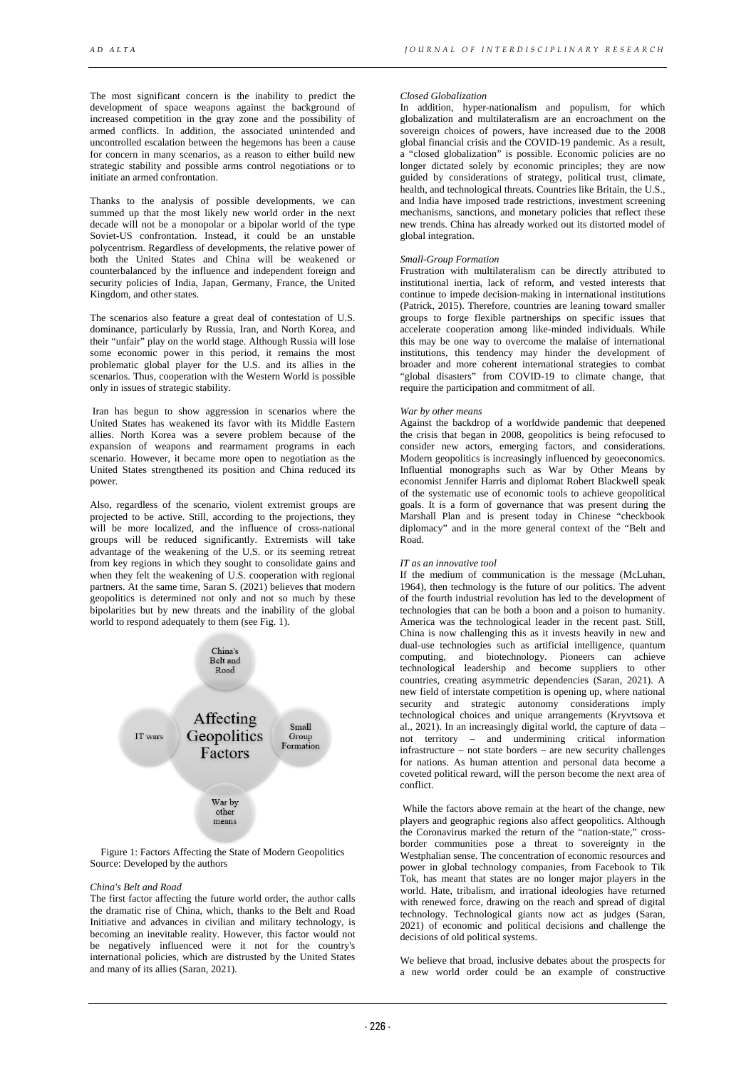The most significant concern is the inability to predict the development of space weapons against the background of increased competition in the gray zone and the possibility of armed conflicts. In addition, the associated unintended and uncontrolled escalation between the hegemons has been a cause for concern in many scenarios, as a reason to either build new strategic stability and possible arms control negotiations or to initiate an armed confrontation.

Thanks to the analysis of possible developments, we can summed up that the most likely new world order in the next decade will not be a monopolar or a bipolar world of the type Soviet-US confrontation. Instead, it could be an unstable polycentrism. Regardless of developments, the relative power of both the United States and China will be weakened or counterbalanced by the influence and independent foreign and security policies of India, Japan, Germany, France, the United Kingdom, and other states.

The scenarios also feature a great deal of contestation of U.S. dominance, particularly by Russia, Iran, and North Korea, and their "unfair" play on the world stage. Although Russia will lose some economic power in this period, it remains the most problematic global player for the U.S. and its allies in the scenarios. Thus, cooperation with the Western World is possible only in issues of strategic stability.

Iran has begun to show aggression in scenarios where the United States has weakened its favor with its Middle Eastern allies. North Korea was a severe problem because of the expansion of weapons and rearmament programs in each scenario. However, it became more open to negotiation as the United States strengthened its position and China reduced its power.

Also, regardless of the scenario, violent extremist groups are projected to be active. Still, according to the projections, they will be more localized, and the influence of cross-national groups will be reduced significantly. Extremists will take advantage of the weakening of the U.S. or its seeming retreat from key regions in which they sought to consolidate gains and when they felt the weakening of U.S. cooperation with regional partners. At the same time, Saran S. (2021) believes that modern geopolitics is determined not only and not so much by these bipolarities but by new threats and the inability of the global world to respond adequately to them (see Fig. 1).

Affecting Geopolitics Factors: China's Belt and Road; Small Group Formation; War by other means; IT wars

Figure 1: Factors Affecting the State of Modern Geopolitics
Source: Developed by the authors

*China's Belt and Road*
The first factor affecting the future world order, the author calls the dramatic rise of China, which, thanks to the Belt and Road Initiative and advances in civilian and military technology, is becoming an inevitable reality. However, this factor would not be negatively influenced were it not for the country's international policies, which are distrusted by the United States and many of its allies (Saran, 2021).

*Closed Globalization*
In addition, hyper-nationalism and populism, for which globalization and multilateralism are an encroachment on the sovereign choices of powers, have increased due to the 2008 global financial crisis and the COVID-19 pandemic. As a result, a "closed globalization" is possible. Economic policies are no longer dictated solely by economic principles; they are now guided by considerations of strategy, political trust, climate, health, and technological threats. Countries like Britain, the U.S., and India have imposed trade restrictions, investment screening mechanisms, sanctions, and monetary policies that reflect these new trends. China has already worked out its distorted model of global integration.

*Small-Group Formation*
Frustration with multilateralism can be directly attributed to institutional inertia, lack of reform, and vested interests that continue to impede decision-making in international institutions (Patrick, 2015). Therefore, countries are leaning toward smaller groups to forge flexible partnerships on specific issues that accelerate cooperation among like-minded individuals. While this may be one way to overcome the malaise of international institutions, this tendency may hinder the development of broader and more coherent international strategies to combat "global disasters" from COVID-19 to climate change, that require the participation and commitment of all.

*War by other means*
Against the backdrop of a worldwide pandemic that deepened the crisis that began in 2008, geopolitics is being refocused to consider new actors, emerging factors, and considerations. Modern geopolitics is increasingly influenced by geoeconomics. Influential monographs such as War by Other Means by economist Jennifer Harris and diplomat Robert Blackwell speak of the systematic use of economic tools to achieve geopolitical goals. It is a form of governance that was present during the Marshall Plan and is present today in Chinese "checkbook diplomacy" and in the more general context of the "Belt and Road.

*IT as an innovative tool*
If the medium of communication is the message (McLuhan, 1964), then technology is the future of our politics. The advent of the fourth industrial revolution has led to the development of technologies that can be both a boon and a poison to humanity. America was the technological leader in the recent past. Still, China is now challenging this as it invests heavily in new and dual-use technologies such as artificial intelligence, quantum computing, and biotechnology. Pioneers can achieve technological leadership and become suppliers to other countries, creating asymmetric dependencies (Saran, 2021). A new field of interstate competition is opening up, where national security and strategic autonomy considerations imply technological choices and unique arrangements (Kryvtsova et al., 2021). In an increasingly digital world, the capture of data – not territory – and undermining critical information infrastructure – not state borders – are new security challenges for nations. As human attention and personal data become a coveted political reward, will the person become the next area of conflict.

While the factors above remain at the heart of the change, new players and geographic regions also affect geopolitics. Although the Coronavirus marked the return of the "nation-state," cross-border communities pose a threat to sovereignty in the Westphalian sense. The concentration of economic resources and power in global technology companies, from Facebook to Tik Tok, has meant that states are no longer major players in the world. Hate, tribalism, and irrational ideologies have returned with renewed force, drawing on the reach and spread of digital technology. Technological giants now act as judges (Saran, 2021) of economic and political decisions and challenge the decisions of old political systems.

We believe that broad, inclusive debates about the prospects for a new world order could be an example of constructive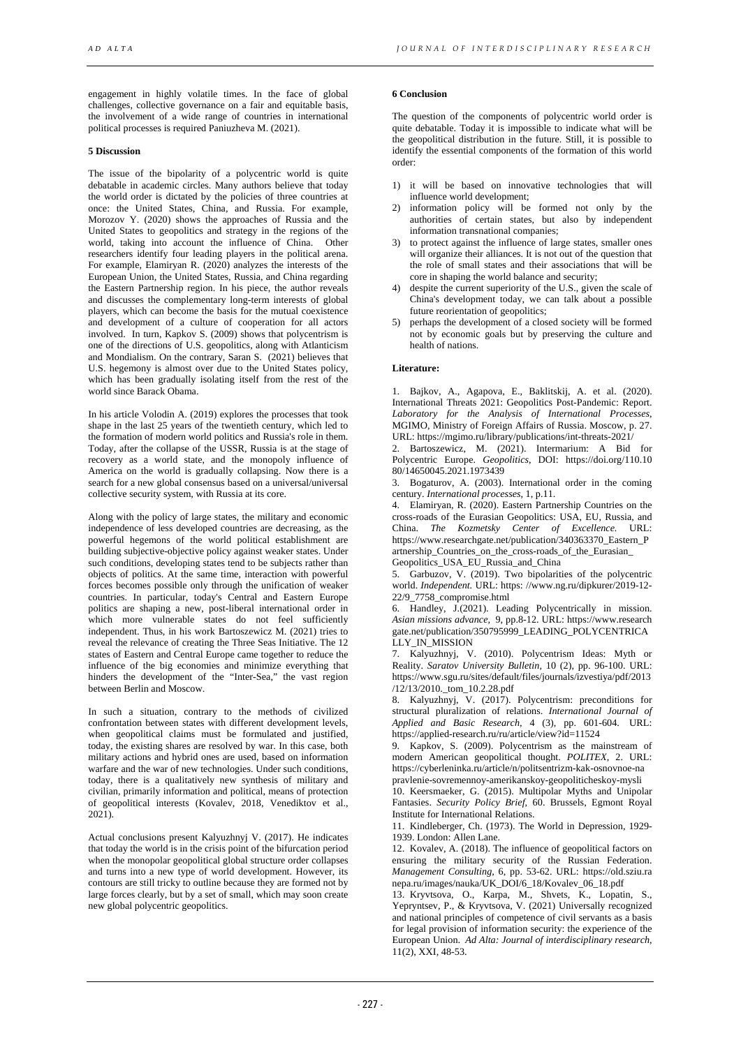engagement in highly volatile times. In the face of global challenges, collective governance on a fair and equitable basis, the involvement of a wide range of countries in international political processes is required Paniuzheva M. (2021).

## 5 Discussion

The issue of the bipolarity of a polycentric world is quite debatable in academic circles. Many authors believe that today the world order is dictated by the policies of three countries at once: the United States, China, and Russia. For example, Morozov Y. (2020) shows the approaches of Russia and the United States to geopolitics and strategy in the regions of the world, taking into account the influence of China. Other researchers identify four leading players in the political arena. For example, Elamiryan R. (2020) analyzes the interests of the European Union, the United States, Russia, and China regarding the Eastern Partnership region. In his piece, the author reveals and discusses the complementary long-term interests of global players, which can become the basis for the mutual coexistence and development of a culture of cooperation for all actors involved. In turn, Kapkov S. (2009) shows that polycentrism is one of the directions of U.S. geopolitics, along with Atlanticism and Mondialism. On the contrary, Saran S. (2021) believes that U.S. hegemony is almost over due to the United States policy, which has been gradually isolating itself from the rest of the world since Barack Obama.

In his article Volodin A. (2019) explores the processes that took shape in the last 25 years of the twentieth century, which led to the formation of modern world politics and Russia's role in them. Today, after the collapse of the USSR, Russia is at the stage of recovery as a world state, and the monopoly influence of America on the world is gradually collapsing. Now there is a search for a new global consensus based on a universal/universal collective security system, with Russia at its core.

Along with the policy of large states, the military and economic independence of less developed countries are decreasing, as the powerful hegemons of the world political establishment are building subjective-objective policy against weaker states. Under such conditions, developing states tend to be subjects rather than objects of politics. At the same time, interaction with powerful forces becomes possible only through the unification of weaker countries. In particular, today's Central and Eastern Europe politics are shaping a new, post-liberal international order in which more vulnerable states do not feel sufficiently independent. Thus, in his work Bartoszewicz M. (2021) tries to reveal the relevance of creating the Three Seas Initiative. The 12 states of Eastern and Central Europe came together to reduce the influence of the big economies and minimize everything that hinders the development of the "Inter-Sea," the vast region between Berlin and Moscow.

In such a situation, contrary to the methods of civilized confrontation between states with different development levels, when geopolitical claims must be formulated and justified, today, the existing shares are resolved by war. In this case, both military actions and hybrid ones are used, based on information warfare and the war of new technologies. Under such conditions, today, there is a qualitatively new synthesis of military and civilian, primarily information and political, means of protection of geopolitical interests (Kovalev, 2018, Venediktov et al., 2021).

Actual conclusions present Kalyuzhnyj V. (2017). He indicates that today the world is in the crisis point of the bifurcation period when the monopolar geopolitical global structure order collapses and turns into a new type of world development. However, its contours are still tricky to outline because they are formed not by large forces clearly, but by a set of small, which may soon create new global polycentric geopolitics.

## 6 Conclusion

The question of the components of polycentric world order is quite debatable. Today it is impossible to indicate what will be the geopolitical distribution in the future. Still, it is possible to identify the essential components of the formation of this world order:

1) it will be based on innovative technologies that will influence world development;
2) information policy will be formed not only by the authorities of certain states, but also by independent information transnational companies;
3) to protect against the influence of large states, smaller ones will organize their alliances. It is not out of the question that the role of small states and their associations that will be core in shaping the world balance and security;
4) despite the current superiority of the U.S., given the scale of China's development today, we can talk about a possible future reorientation of geopolitics;
5) perhaps the development of a closed society will be formed not by economic goals but by preserving the culture and health of nations.

**Literature:**

1. Bajkov, A., Agapova, E., Baklitskij, A. et al. (2020). International Threats 2021: Geopolitics Post-Pandemic: Report. *Laboratory for the Analysis of International Processes*, MGIMO, Ministry of Foreign Affairs of Russia. Moscow, p. 27. URL: https://mgimo.ru/library/publications/int-threats-2021/
2. Bartoszewicz, M. (2021). Intermarium: A Bid for Polycentric Europe. *Geopolitics*, DOI: https://doi.org/110.1080/14650045.2021.1973439
3. Bogaturov, A. (2003). International order in the coming century. *International processes*, 1, p.11.
4. Elamiryan, R. (2020). Eastern Partnership Countries on the cross-roads of the Eurasian Geopolitics: USA, EU, Russia, and China. *The Kozmetsky Center of Excellence.* URL: https://www.researchgate.net/publication/340363370_Eastern_Partnership_Countries_on_the_cross-roads_of_the_Eurasian_Geopolitics_USA_EU_Russia_and_China
5. Garbuzov, V. (2019). Two bipolarities of the polycentric world. *Independent.* URL: https: //www.ng.ru/dipkurer/2019-12-22/9_7758_compromise.html
6. Handley, J.(2021). Leading Polycentrically in mission. *Asian missions advance*, 9, pp.8-12. URL: https://www.researchgate.net/publication/350795999_LEADING_POLYCENTRICALLY_IN_MISSION
7. Kalyuzhnyj, V. (2010). Polycentrism Ideas: Myth or Reality. *Saratov University Bulletin*, 10 (2), pp. 96-100. URL: https://www.sgu.ru/sites/default/files/journals/izvestiya/pdf/2013/12/13/2010._tom_10.2.28.pdf
8. Kalyuzhnyj, V. (2017). Polycentrism: preconditions for structural pluralization of relations. *International Journal of Applied and Basic Research*, 4 (3), pp. 601-604. URL: https://applied-research.ru/ru/article/view?id=11524
9. Kapkov, S. (2009). Polycentrism as the mainstream of modern American geopolitical thought. *POLITEX*, 2. URL: https://cyberleninka.ru/article/n/politsentrizm-kak-osnovnoe-napravlenie-sovremennoy-amerikanskoy-geopoliticheskoy-mysli
10. Keersmaeker, G. (2015). Multipolar Myths and Unipolar Fantasies. *Security Policy Brief*, 60. Brussels, Egmont Royal Institute for International Relations.
11. Kindleberger, Ch. (1973). The World in Depression, 1929-1939. London: Allen Lane.
12. Kovalev, A. (2018). The influence of geopolitical factors on ensuring the military security of the Russian Federation. *Management Consulting*, 6, pp. 53-62. URL: https://old.sziu.ranepa.ru/images/nauka/UK_DOI/6_18/Kovalev_06_18.pdf
13. Kryvtsova, O., Karpa, M., Shvets, K., Lopatin, S., Yepryntsev, P., & Kryvtsova, V. (2021) Universally recognized and national principles of competence of civil servants as a basis for legal provision of information security: the experience of the European Union. *Ad Alta: Journal of interdisciplinary research*, 11(2), XXI, 48-53.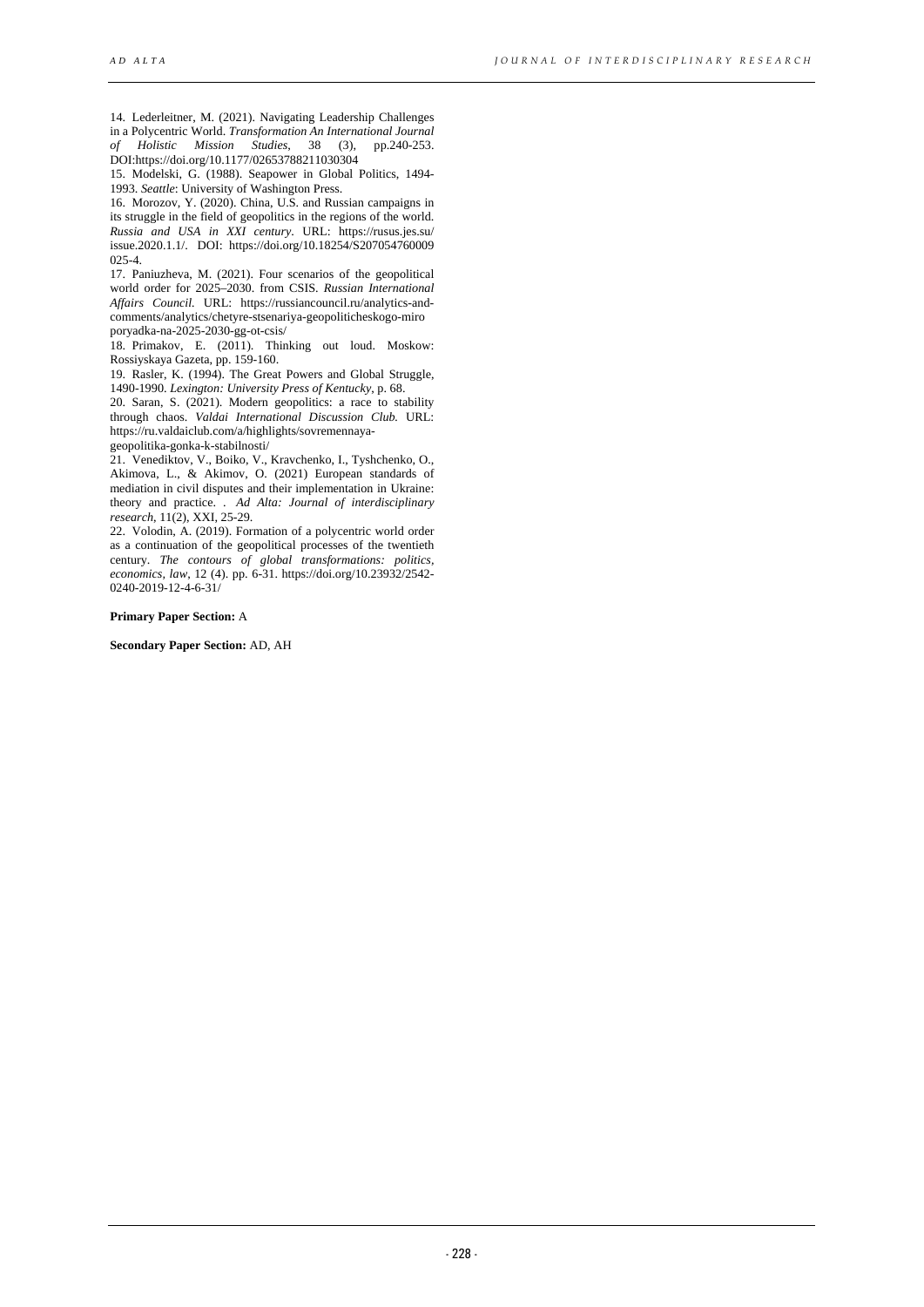14. Lederleitner, M. (2021). Navigating Leadership Challenges in a Polycentric World. *Transformation An International Journal of Holistic Mission Studies*, 38 (3), pp.240-253. DOI:https://doi.org/10.1177/02653788211030304

15. Modelski, G. (1988). Seapower in Global Politics, 1494-1993. *Seattle*: University of Washington Press.

16. Morozov, Y. (2020). China, U.S. and Russian campaigns in its struggle in the field of geopolitics in the regions of the world. *Russia and USA in XXI century*. URL: https://rusus.jes.su/issue.2020.1.1/. DOI: https://doi.org/10.18254/S207054760009025-4.

17. Paniuzheva, M. (2021). Four scenarios of the geopolitical world order for 2025–2030. from CSIS. *Russian International Affairs Council.* URL: https://russiancouncil.ru/analytics-and-comments/analytics/chetyre-stsenariya-geopoliticheskogo-miroporyadka-na-2025-2030-gg-ot-csis/

18. Primakov, E. (2011). Thinking out loud. Moskow: Rossiyskaya Gazeta, pp. 159-160.

19. Rasler, K. (1994). The Great Powers and Global Struggle, 1490-1990. *Lexington: University Press of Kentucky*, p. 68.

20. Saran, S. (2021). Modern geopolitics: a race to stability through chaos. *Valdai International Discussion Club.* URL: https://ru.valdaiclub.com/a/highlights/sovremennaya-geopolitika-gonka-k-stabilnosti/

21. Venediktov, V., Boiko, V., Kravchenko, I., Tyshchenko, O., Akimova, L., & Akimov, O. (2021) European standards of mediation in civil disputes and their implementation in Ukraine: theory and practice. . *Ad Alta: Journal of interdisciplinary research*, 11(2), XXI, 25-29.

22. Volodin, A. (2019). Formation of a polycentric world order as a continuation of the geopolitical processes of the twentieth century. *The contours of global transformations: politics, economics, law*, 12 (4). pp. 6-31. https://doi.org/10.23932/2542-0240-2019-12-4-6-31/

**Primary Paper Section:** A

**Secondary Paper Section:** AD, AH